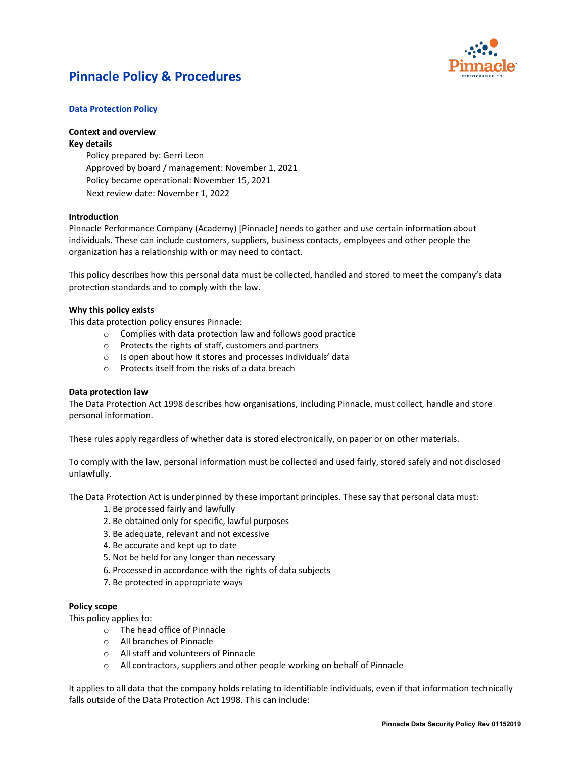# Pinnacle Policy & Procedures

## Data Protection Policy

**Context and overview**

**Key details**

Policy prepared by: Gerri Leon
Approved by board / management: November 1, 2021
Policy became operational: November 15, 2021
Next review date: November 1, 2022

**Introduction**

Pinnacle Performance Company (Academy) [Pinnacle] needs to gather and use certain information about individuals. These can include customers, suppliers, business contacts, employees and other people the organization has a relationship with or may need to contact.

This policy describes how this personal data must be collected, handled and stored to meet the company's data protection standards and to comply with the law.

**Why this policy exists**

This data protection policy ensures Pinnacle:

- Complies with data protection law and follows good practice
- Protects the rights of staff, customers and partners
- Is open about how it stores and processes individuals' data
- Protects itself from the risks of a data breach

**Data protection law**

The Data Protection Act 1998 describes how organisations, including Pinnacle, must collect, handle and store personal information.

These rules apply regardless of whether data is stored electronically, on paper or on other materials.

To comply with the law, personal information must be collected and used fairly, stored safely and not disclosed unlawfully.

The Data Protection Act is underpinned by these important principles. These say that personal data must:

1. Be processed fairly and lawfully
2. Be obtained only for specific, lawful purposes
3. Be adequate, relevant and not excessive
4. Be accurate and kept up to date
5. Not be held for any longer than necessary
6. Processed in accordance with the rights of data subjects
7. Be protected in appropriate ways

**Policy scope**

This policy applies to:

- The head office of Pinnacle
- All branches of Pinnacle
- All staff and volunteers of Pinnacle
- All contractors, suppliers and other people working on behalf of Pinnacle

It applies to all data that the company holds relating to identifiable individuals, even if that information technically falls outside of the Data Protection Act 1998. This can include: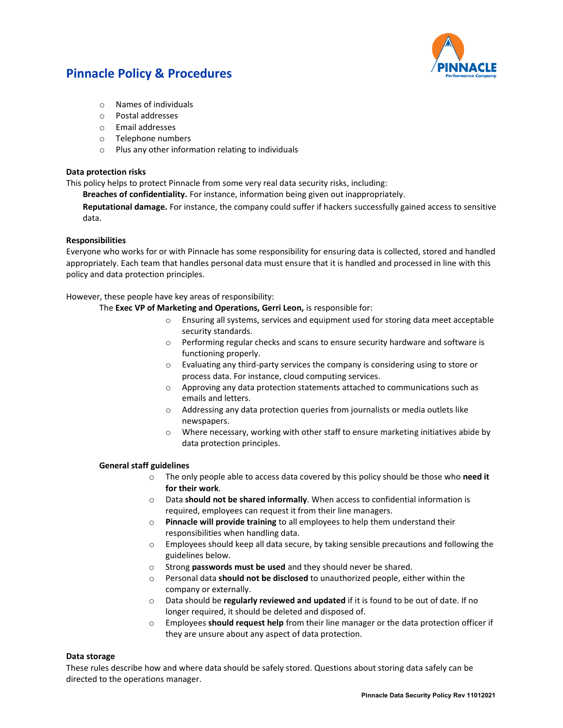- Names of individuals
- Postal addresses
- Email addresses
- Telephone numbers
- Plus any other information relating to individuals

**Data protection risks**

This policy helps to protect Pinnacle from some very real data security risks, including:

**Breaches of confidentiality.** For instance, information being given out inappropriately.

**Reputational damage.** For instance, the company could suffer if hackers successfully gained access to sensitive data.

**Responsibilities**

Everyone who works for or with Pinnacle has some responsibility for ensuring data is collected, stored and handled appropriately. Each team that handles personal data must ensure that it is handled and processed in line with this policy and data protection principles.

However, these people have key areas of responsibility:

The **Exec VP of Marketing and Operations, Gerri Leon,** is responsible for:

- Ensuring all systems, services and equipment used for storing data meet acceptable security standards.
- Performing regular checks and scans to ensure security hardware and software is functioning properly.
- Evaluating any third-party services the company is considering using to store or process data. For instance, cloud computing services.
- Approving any data protection statements attached to communications such as emails and letters.
- Addressing any data protection queries from journalists or media outlets like newspapers.
- Where necessary, working with other staff to ensure marketing initiatives abide by data protection principles.

**General staff guidelines**

- The only people able to access data covered by this policy should be those who **need it for their work**.
- Data **should not be shared informally**. When access to confidential information is required, employees can request it from their line managers.
- **Pinnacle will provide training** to all employees to help them understand their responsibilities when handling data.
- Employees should keep all data secure, by taking sensible precautions and following the guidelines below.
- Strong **passwords must be used** and they should never be shared.
- Personal data **should not be disclosed** to unauthorized people, either within the company or externally.
- Data should be **regularly reviewed and updated** if it is found to be out of date. If no longer required, it should be deleted and disposed of.
- Employees **should request help** from their line manager or the data protection officer if they are unsure about any aspect of data protection.

**Data storage**

These rules describe how and where data should be safely stored. Questions about storing data safely can be directed to the operations manager.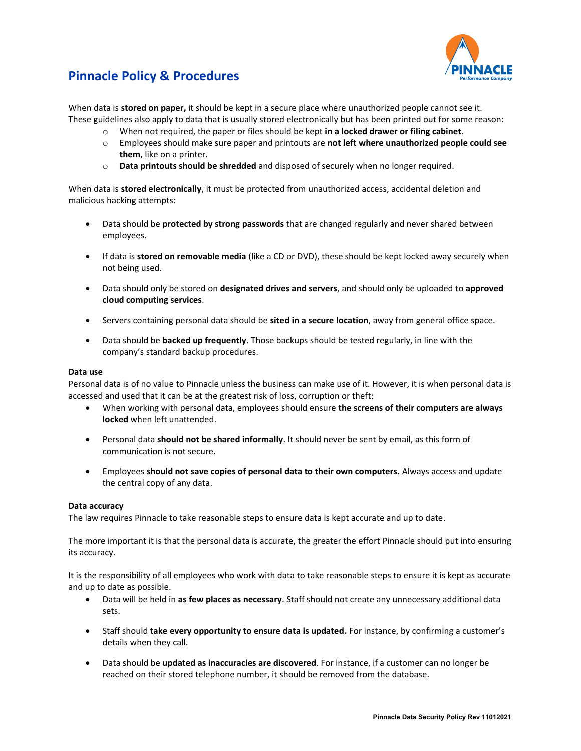# Pinnacle Policy & Procedures

When data is **stored on paper,** it should be kept in a secure place where unauthorized people cannot see it. These guidelines also apply to data that is usually stored electronically but has been printed out for some reason:

- When not required, the paper or files should be kept **in a locked drawer or filing cabinet**.
- Employees should make sure paper and printouts are **not left where unauthorized people could see them**, like on a printer.
- **Data printouts should be shredded** and disposed of securely when no longer required.

When data is **stored electronically**, it must be protected from unauthorized access, accidental deletion and malicious hacking attempts:

- Data should be **protected by strong passwords** that are changed regularly and never shared between employees.
- If data is **stored on removable media** (like a CD or DVD), these should be kept locked away securely when not being used.
- Data should only be stored on **designated drives and servers**, and should only be uploaded to **approved cloud computing services**.
- Servers containing personal data should be **sited in a secure location**, away from general office space.
- Data should be **backed up frequently**. Those backups should be tested regularly, in line with the company's standard backup procedures.

**Data use**

Personal data is of no value to Pinnacle unless the business can make use of it. However, it is when personal data is accessed and used that it can be at the greatest risk of loss, corruption or theft:

- When working with personal data, employees should ensure **the screens of their computers are always locked** when left unattended.
- Personal data **should not be shared informally**. It should never be sent by email, as this form of communication is not secure.
- Employees **should not save copies of personal data to their own computers.** Always access and update the central copy of any data.

**Data accuracy**

The law requires Pinnacle to take reasonable steps to ensure data is kept accurate and up to date.

The more important it is that the personal data is accurate, the greater the effort Pinnacle should put into ensuring its accuracy.

It is the responsibility of all employees who work with data to take reasonable steps to ensure it is kept as accurate and up to date as possible.

- Data will be held in **as few places as necessary**. Staff should not create any unnecessary additional data sets.
- Staff should **take every opportunity to ensure data is updated.** For instance, by confirming a customer's details when they call.
- Data should be **updated as inaccuracies are discovered**. For instance, if a customer can no longer be reached on their stored telephone number, it should be removed from the database.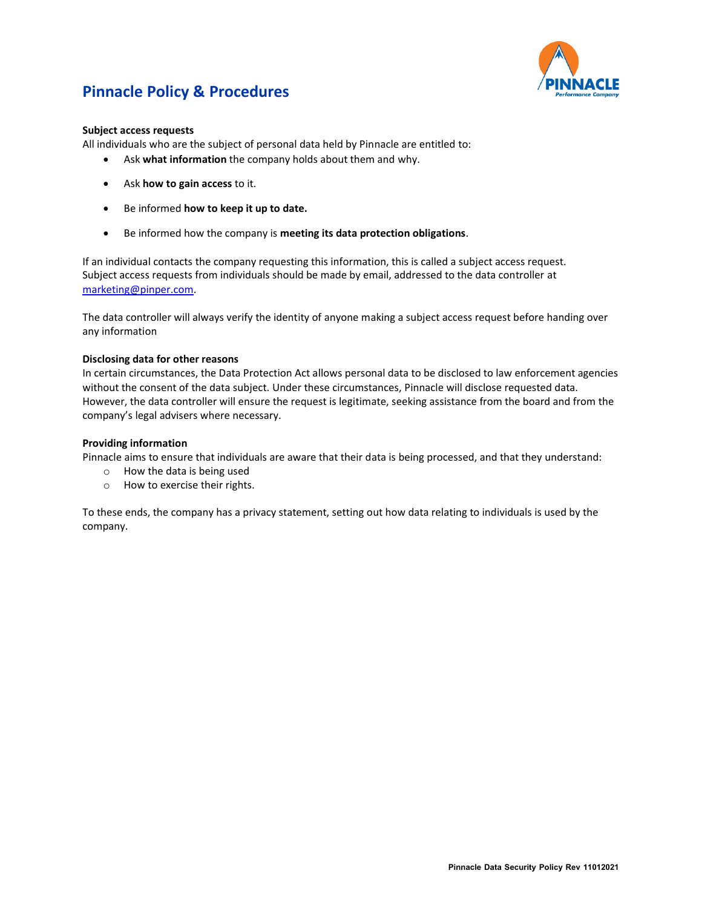# Pinnacle Policy & Procedures

**Subject access requests**

All individuals who are the subject of personal data held by Pinnacle are entitled to:

- Ask **what information** the company holds about them and why.
- Ask **how to gain access** to it.
- Be informed **how to keep it up to date.**
- Be informed how the company is **meeting its data protection obligations**.

If an individual contacts the company requesting this information, this is called a subject access request. Subject access requests from individuals should be made by email, addressed to the data controller at marketing@pinper.com.

The data controller will always verify the identity of anyone making a subject access request before handing over any information

**Disclosing data for other reasons**

In certain circumstances, the Data Protection Act allows personal data to be disclosed to law enforcement agencies without the consent of the data subject. Under these circumstances, Pinnacle will disclose requested data. However, the data controller will ensure the request is legitimate, seeking assistance from the board and from the company's legal advisers where necessary.

**Providing information**

Pinnacle aims to ensure that individuals are aware that their data is being processed, and that they understand:

- How the data is being used
- How to exercise their rights.

To these ends, the company has a privacy statement, setting out how data relating to individuals is used by the company.